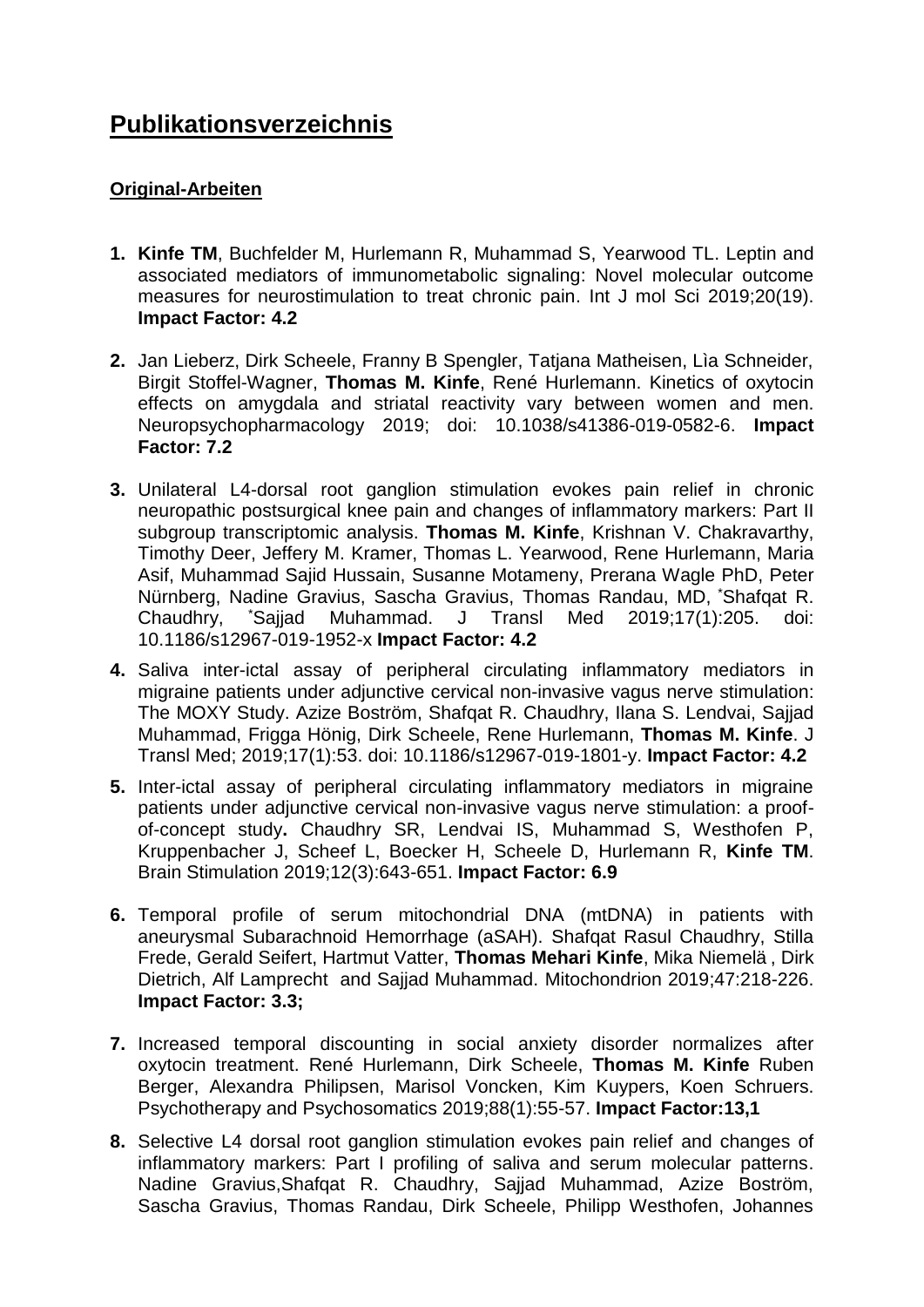# Publikationsverzeichnis

## Original-Arbeiten

1. **Kinfe TM**, Buchfelder M, Hurlemann R, Muhammad S, Yearwood TL. Leptin and associated mediators of immunometabolic signaling: Novel molecular outcome measures for neurostimulation to treat chronic pain. Int J mol Sci 2019;20(19). **Impact Factor: 4.2**

2. Jan Lieberz, Dirk Scheele, Franny B Spengler, Tatjana Matheisen, Lìa Schneider, Birgit Stoffel-Wagner, **Thomas M. Kinfe**, René Hurlemann. Kinetics of oxytocin effects on amygdala and striatal reactivity vary between women and men. Neuropsychopharmacology 2019; doi: 10.1038/s41386-019-0582-6. **Impact Factor: 7.2**

3. Unilateral L4-dorsal root ganglion stimulation evokes pain relief in chronic neuropathic postsurgical knee pain and changes of inflammatory markers: Part II subgroup transcriptomic analysis. **Thomas M. Kinfe**, Krishnan V. Chakravarthy, Timothy Deer, Jeffery M. Kramer, Thomas L. Yearwood, Rene Hurlemann, Maria Asif, Muhammad Sajid Hussain, Susanne Motameny, Prerana Wagle PhD, Peter Nürnberg, Nadine Gravius, Sascha Gravius, Thomas Randau, MD, *Shafqat R. Chaudhry, *Sajjad Muhammad. J Transl Med 2019;17(1):205. doi: 10.1186/s12967-019-1952-x **Impact Factor: 4.2**

4. Saliva inter-ictal assay of peripheral circulating inflammatory mediators in migraine patients under adjunctive cervical non-invasive vagus nerve stimulation: The MOXY Study. Azize Boström, Shafqat R. Chaudhry, Ilana S. Lendvai, Sajjad Muhammad, Frigga Hönig, Dirk Scheele, Rene Hurlemann, **Thomas M. Kinfe**. J Transl Med; 2019;17(1):53. doi: 10.1186/s12967-019-1801-y. **Impact Factor: 4.2**

5. Inter-ictal assay of peripheral circulating inflammatory mediators in migraine patients under adjunctive cervical non-invasive vagus nerve stimulation: a proof-of-concept study**.** Chaudhry SR, Lendvai IS, Muhammad S, Westhofen P, Kruppenbacher J, Scheef L, Boecker H, Scheele D, Hurlemann R, **Kinfe TM**. Brain Stimulation 2019;12(3):643-651. **Impact Factor: 6.9**

6. Temporal profile of serum mitochondrial DNA (mtDNA) in patients with aneurysmal Subarachnoid Hemorrhage (aSAH). Shafqat Rasul Chaudhry, Stilla Frede, Gerald Seifert, Hartmut Vatter, **Thomas Mehari Kinfe**, Mika Niemelä , Dirk Dietrich, Alf Lamprecht and Sajjad Muhammad. Mitochondrion 2019;47:218-226. **Impact Factor: 3.3;**

7. Increased temporal discounting in social anxiety disorder normalizes after oxytocin treatment. René Hurlemann, Dirk Scheele, **Thomas M. Kinfe** Ruben Berger, Alexandra Philipsen, Marisol Voncken, Kim Kuypers, Koen Schruers. Psychotherapy and Psychosomatics 2019;88(1):55-57. **Impact Factor:13,1**

8. Selective L4 dorsal root ganglion stimulation evokes pain relief and changes of inflammatory markers: Part I profiling of saliva and serum molecular patterns. Nadine Gravius,Shafqat R. Chaudhry, Sajjad Muhammad, Azize Boström, Sascha Gravius, Thomas Randau, Dirk Scheele, Philipp Westhofen, Johannes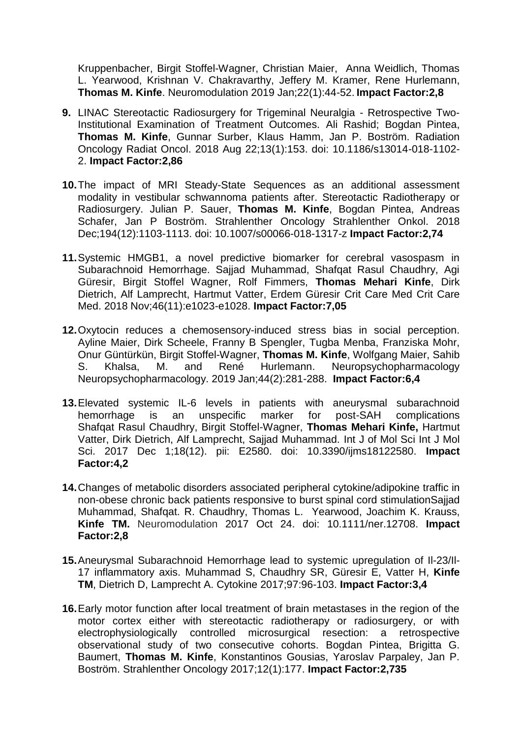Kruppenbacher, Birgit Stoffel-Wagner, Christian Maier, Anna Weidlich, Thomas L. Yearwood, Krishnan V. Chakravarthy, Jeffery M. Kramer, Rene Hurlemann, **Thomas M. Kinfe**. Neuromodulation 2019 Jan;22(1):44-52. **Impact Factor:2,8**

9. LINAC Stereotactic Radiosurgery for Trigeminal Neuralgia - Retrospective Two-Institutional Examination of Treatment Outcomes. Ali Rashid; Bogdan Pintea, **Thomas M. Kinfe**, Gunnar Surber, Klaus Hamm, Jan P. Boström. Radiation Oncology Radiat Oncol. 2018 Aug 22;13(1):153. doi: 10.1186/s13014-018-1102-2. **Impact Factor:2,86**

10. The impact of MRI Steady-State Sequences as an additional assessment modality in vestibular schwannoma patients after. Stereotactic Radiotherapy or Radiosurgery. Julian P. Sauer, **Thomas M. Kinfe**, Bogdan Pintea, Andreas Schafer, Jan P Boström. Strahlenther Oncology Strahlenther Onkol. 2018 Dec;194(12):1103-1113. doi: 10.1007/s00066-018-1317-z **Impact Factor:2,74**

11. Systemic HMGB1, a novel predictive biomarker for cerebral vasospasm in Subarachnoid Hemorrhage. Sajjad Muhammad, Shafqat Rasul Chaudhry, Agi Güresir, Birgit Stoffel Wagner, Rolf Fimmers, **Thomas Mehari Kinfe**, Dirk Dietrich, Alf Lamprecht, Hartmut Vatter, Erdem Güresir Crit Care Med Crit Care Med. 2018 Nov;46(11):e1023-e1028. **Impact Factor:7,05**

12. Oxytocin reduces a chemosensory-induced stress bias in social perception. Ayline Maier, Dirk Scheele, Franny B Spengler, Tugba Menba, Franziska Mohr, Onur Güntürkün, Birgit Stoffel-Wagner, **Thomas M. Kinfe**, Wolfgang Maier, Sahib S. Khalsa, M. and René Hurlemann. Neuropsychopharmacology Neuropsychopharmacology. 2019 Jan;44(2):281-288. **Impact Factor:6,4**

13. Elevated systemic IL-6 levels in patients with aneurysmal subarachnoid hemorrhage is an unspecific marker for post-SAH complications Shafqat Rasul Chaudhry, Birgit Stoffel-Wagner, **Thomas Mehari Kinfe,** Hartmut Vatter, Dirk Dietrich, Alf Lamprecht, Sajjad Muhammad. Int J of Mol Sci Int J Mol Sci. 2017 Dec 1;18(12). pii: E2580. doi: 10.3390/ijms18122580. **Impact Factor:4,2**

14. Changes of metabolic disorders associated peripheral cytokine/adipokine traffic in non-obese chronic back patients responsive to burst spinal cord stimulationSajjad Muhammad, Shafqat. R. Chaudhry, Thomas L. Yearwood, Joachim K. Krauss, **Kinfe TM.** Neuromodulation 2017 Oct 24. doi: 10.1111/ner.12708. **Impact Factor:2,8**

15. Aneurysmal Subarachnoid Hemorrhage lead to systemic upregulation of Il-23/Il-17 inflammatory axis. Muhammad S, Chaudhry SR, Güresir E, Vatter H, **Kinfe TM**, Dietrich D, Lamprecht A. Cytokine 2017;97:96-103. **Impact Factor:3,4**

16. Early motor function after local treatment of brain metastases in the region of the motor cortex either with stereotactic radiotherapy or radiosurgery, or with electrophysiologically controlled microsurgical resection: a retrospective observational study of two consecutive cohorts. Bogdan Pintea, Brigitta G. Baumert, **Thomas M. Kinfe**, Konstantinos Gousias, Yaroslav Parpaley, Jan P. Boström. Strahlenther Oncology 2017;12(1):177. **Impact Factor:2,735**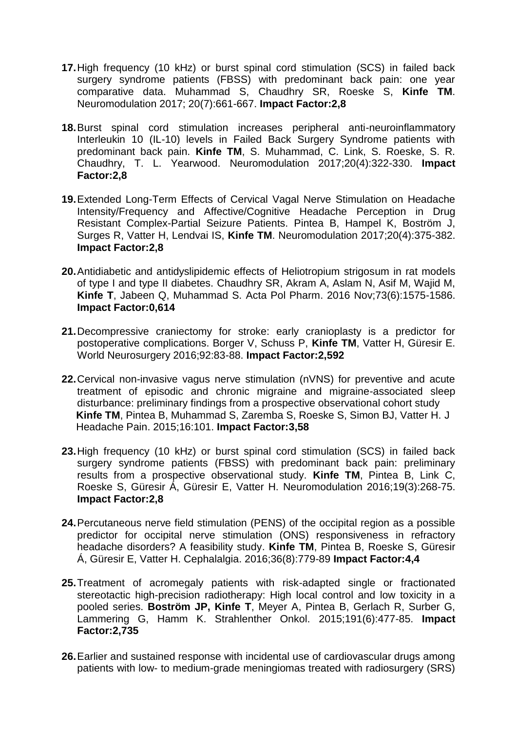**17.** High frequency (10 kHz) or burst spinal cord stimulation (SCS) in failed back surgery syndrome patients (FBSS) with predominant back pain: one year comparative data. Muhammad S, Chaudhry SR, Roeske S, **Kinfe TM**. Neuromodulation 2017; 20(7):661-667. **Impact Factor:2,8**

**18.** Burst spinal cord stimulation increases peripheral anti-neuroinflammatory Interleukin 10 (IL-10) levels in Failed Back Surgery Syndrome patients with predominant back pain. **Kinfe TM**, S. Muhammad, C. Link, S. Roeske, S. R. Chaudhry, T. L. Yearwood. Neuromodulation 2017;20(4):322-330. **Impact Factor:2,8**

**19.** Extended Long-Term Effects of Cervical Vagal Nerve Stimulation on Headache Intensity/Frequency and Affective/Cognitive Headache Perception in Drug Resistant Complex-Partial Seizure Patients. Pintea B, Hampel K, Boström J, Surges R, Vatter H, Lendvai IS, **Kinfe TM**. Neuromodulation 2017;20(4):375-382. **Impact Factor:2,8**

**20.** Antidiabetic and antidyslipidemic effects of Heliotropium strigosum in rat models of type I and type II diabetes. Chaudhry SR, Akram A, Aslam N, Asif M, Wajid M, **Kinfe T**, Jabeen Q, Muhammad S. Acta Pol Pharm. 2016 Nov;73(6):1575-1586. **Impact Factor:0,614**

**21.** Decompressive craniectomy for stroke: early cranioplasty is a predictor for postoperative complications. Borger V, Schuss P, **Kinfe TM**, Vatter H, Güresir E. World Neurosurgery 2016;92:83-88. **Impact Factor:2,592**

**22.** Cervical non-invasive vagus nerve stimulation (nVNS) for preventive and acute treatment of episodic and chronic migraine and migraine-associated sleep disturbance: preliminary findings from a prospective observational cohort study **Kinfe TM**, Pintea B, Muhammad S, Zaremba S, Roeske S, Simon BJ, Vatter H. J Headache Pain. 2015;16:101. **Impact Factor:3,58**

**23.** High frequency (10 kHz) or burst spinal cord stimulation (SCS) in failed back surgery syndrome patients (FBSS) with predominant back pain: preliminary results from a prospective observational study. **Kinfe TM**, Pintea B, Link C, Roeske S, Güresir Á, Güresir E, Vatter H. Neuromodulation 2016;19(3):268-75. **Impact Factor:2,8**

**24.** Percutaneous nerve field stimulation (PENS) of the occipital region as a possible predictor for occipital nerve stimulation (ONS) responsiveness in refractory headache disorders? A feasibility study. **Kinfe TM**, Pintea B, Roeske S, Güresir Á, Güresir E, Vatter H. Cephalalgia. 2016;36(8):779-89 **Impact Factor:4,4**

**25.** Treatment of acromegaly patients with risk-adapted single or fractionated stereotactic high-precision radiotherapy: High local control and low toxicity in a pooled series. **Boström JP, Kinfe T**, Meyer A, Pintea B, Gerlach R, Surber G, Lammering G, Hamm K. Strahlenther Onkol. 2015;191(6):477-85. **Impact Factor:2,735**

**26.** Earlier and sustained response with incidental use of cardiovascular drugs among patients with low- to medium-grade meningiomas treated with radiosurgery (SRS)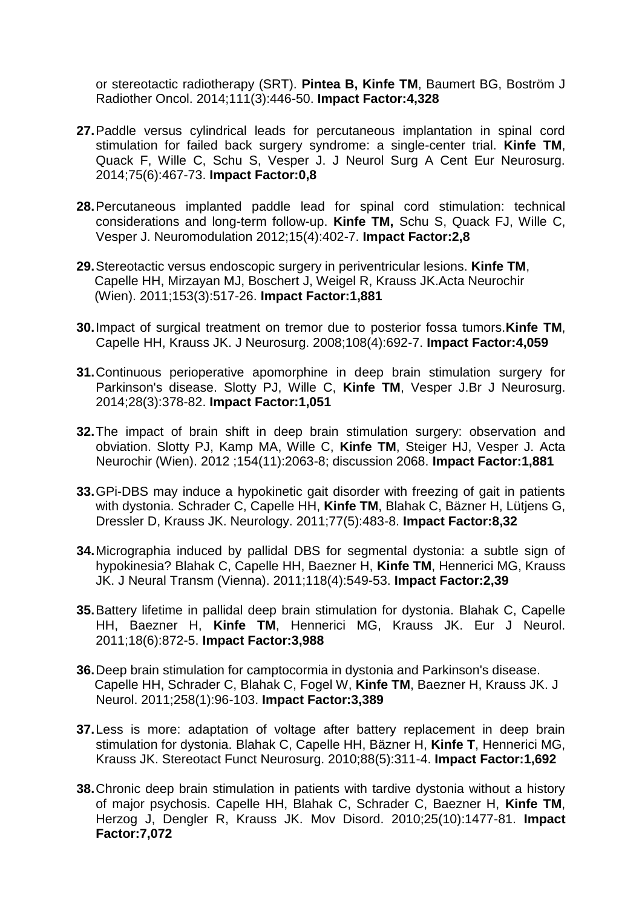or stereotactic radiotherapy (SRT). **Pintea B, Kinfe TM**, Baumert BG, Boström J Radiother Oncol. 2014;111(3):446-50. **Impact Factor:4,328**

27. Paddle versus cylindrical leads for percutaneous implantation in spinal cord stimulation for failed back surgery syndrome: a single-center trial. **Kinfe TM**, Quack F, Wille C, Schu S, Vesper J. J Neurol Surg A Cent Eur Neurosurg. 2014;75(6):467-73. **Impact Factor:0,8**

28. Percutaneous implanted paddle lead for spinal cord stimulation: technical considerations and long-term follow-up. **Kinfe TM,** Schu S, Quack FJ, Wille C, Vesper J. Neuromodulation 2012;15(4):402-7. **Impact Factor:2,8**

29. Stereotactic versus endoscopic surgery in periventricular lesions. **Kinfe TM**, Capelle HH, Mirzayan MJ, Boschert J, Weigel R, Krauss JK.Acta Neurochir (Wien). 2011;153(3):517-26. **Impact Factor:1,881**

30. Impact of surgical treatment on tremor due to posterior fossa tumors.**Kinfe TM**, Capelle HH, Krauss JK. J Neurosurg. 2008;108(4):692-7. **Impact Factor:4,059**

31. Continuous perioperative apomorphine in deep brain stimulation surgery for Parkinson's disease. Slotty PJ, Wille C, **Kinfe TM**, Vesper J.Br J Neurosurg. 2014;28(3):378-82. **Impact Factor:1,051**

32. The impact of brain shift in deep brain stimulation surgery: observation and obviation. Slotty PJ, Kamp MA, Wille C, **Kinfe TM**, Steiger HJ, Vesper J. Acta Neurochir (Wien). 2012 ;154(11):2063-8; discussion 2068. **Impact Factor:1,881**

33. GPi-DBS may induce a hypokinetic gait disorder with freezing of gait in patients with dystonia. Schrader C, Capelle HH, **Kinfe TM**, Blahak C, Bäzner H, Lütjens G, Dressler D, Krauss JK. Neurology. 2011;77(5):483-8. **Impact Factor:8,32**

34. Micrographia induced by pallidal DBS for segmental dystonia: a subtle sign of hypokinesia? Blahak C, Capelle HH, Baezner H, **Kinfe TM**, Hennerici MG, Krauss JK. J Neural Transm (Vienna). 2011;118(4):549-53. **Impact Factor:2,39**

35. Battery lifetime in pallidal deep brain stimulation for dystonia. Blahak C, Capelle HH, Baezner H, **Kinfe TM**, Hennerici MG, Krauss JK. Eur J Neurol. 2011;18(6):872-5. **Impact Factor:3,988**

36. Deep brain stimulation for camptocormia in dystonia and Parkinson's disease. Capelle HH, Schrader C, Blahak C, Fogel W, **Kinfe TM**, Baezner H, Krauss JK. J Neurol. 2011;258(1):96-103. **Impact Factor:3,389**

37. Less is more: adaptation of voltage after battery replacement in deep brain stimulation for dystonia. Blahak C, Capelle HH, Bäzner H, **Kinfe T**, Hennerici MG, Krauss JK. Stereotact Funct Neurosurg. 2010;88(5):311-4. **Impact Factor:1,692**

38. Chronic deep brain stimulation in patients with tardive dystonia without a history of major psychosis. Capelle HH, Blahak C, Schrader C, Baezner H, **Kinfe TM**, Herzog J, Dengler R, Krauss JK. Mov Disord. 2010;25(10):1477-81. **Impact Factor:7,072**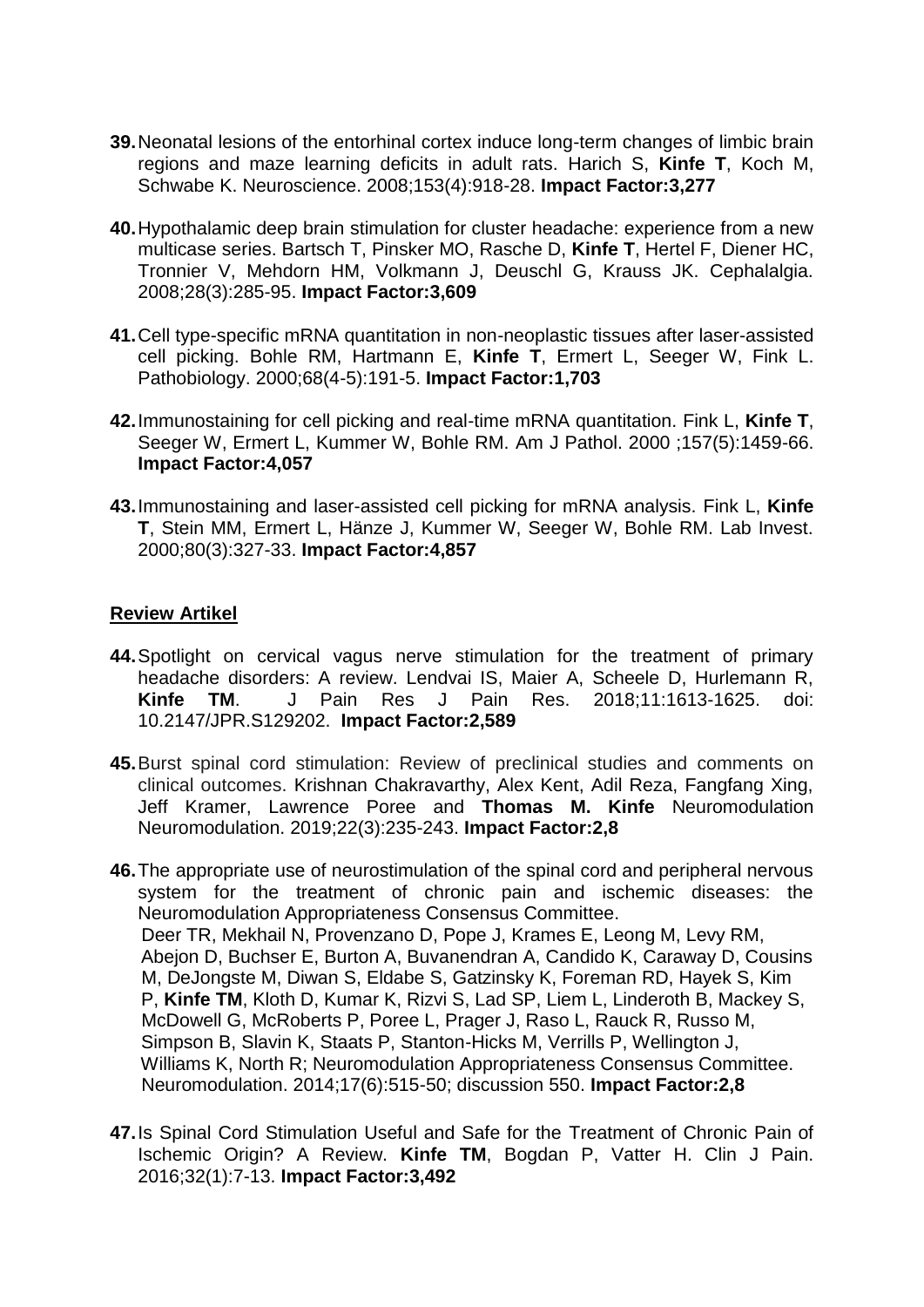**39.** Neonatal lesions of the entorhinal cortex induce long-term changes of limbic brain regions and maze learning deficits in adult rats. Harich S, **Kinfe T**, Koch M, Schwabe K. Neuroscience. 2008;153(4):918-28. **Impact Factor:3,277**

**40.** Hypothalamic deep brain stimulation for cluster headache: experience from a new multicase series. Bartsch T, Pinsker MO, Rasche D, **Kinfe T**, Hertel F, Diener HC, Tronnier V, Mehdorn HM, Volkmann J, Deuschl G, Krauss JK. Cephalalgia. 2008;28(3):285-95. **Impact Factor:3,609**

**41.** Cell type-specific mRNA quantitation in non-neoplastic tissues after laser-assisted cell picking. Bohle RM, Hartmann E, **Kinfe T**, Ermert L, Seeger W, Fink L. Pathobiology. 2000;68(4-5):191-5. **Impact Factor:1,703**

**42.** Immunostaining for cell picking and real-time mRNA quantitation. Fink L, **Kinfe T**, Seeger W, Ermert L, Kummer W, Bohle RM. Am J Pathol. 2000 ;157(5):1459-66. **Impact Factor:4,057**

**43.** Immunostaining and laser-assisted cell picking for mRNA analysis. Fink L, **Kinfe T**, Stein MM, Ermert L, Hänze J, Kummer W, Seeger W, Bohle RM. Lab Invest. 2000;80(3):327-33. **Impact Factor:4,857**

## Review Artikel

**44.** Spotlight on cervical vagus nerve stimulation for the treatment of primary headache disorders: A review. Lendvai IS, Maier A, Scheele D, Hurlemann R, **Kinfe TM**. J Pain Res J Pain Res. 2018;11:1613-1625. doi: 10.2147/JPR.S129202. **Impact Factor:2,589**

**45.** Burst spinal cord stimulation: Review of preclinical studies and comments on clinical outcomes. Krishnan Chakravarthy, Alex Kent, Adil Reza, Fangfang Xing, Jeff Kramer, Lawrence Poree and **Thomas M. Kinfe** Neuromodulation Neuromodulation. 2019;22(3):235-243. **Impact Factor:2,8**

**46.** The appropriate use of neurostimulation of the spinal cord and peripheral nervous system for the treatment of chronic pain and ischemic diseases: the Neuromodulation Appropriateness Consensus Committee.
Deer TR, Mekhail N, Provenzano D, Pope J, Krames E, Leong M, Levy RM, Abejon D, Buchser E, Burton A, Buvanendran A, Candido K, Caraway D, Cousins M, DeJongste M, Diwan S, Eldabe S, Gatzinsky K, Foreman RD, Hayek S, Kim P, **Kinfe TM**, Kloth D, Kumar K, Rizvi S, Lad SP, Liem L, Linderoth B, Mackey S, McDowell G, McRoberts P, Poree L, Prager J, Raso L, Rauck R, Russo M, Simpson B, Slavin K, Staats P, Stanton-Hicks M, Verrills P, Wellington J, Williams K, North R; Neuromodulation Appropriateness Consensus Committee. Neuromodulation. 2014;17(6):515-50; discussion 550. **Impact Factor:2,8**

**47.** Is Spinal Cord Stimulation Useful and Safe for the Treatment of Chronic Pain of Ischemic Origin? A Review. **Kinfe TM**, Bogdan P, Vatter H. Clin J Pain. 2016;32(1):7-13. **Impact Factor:3,492**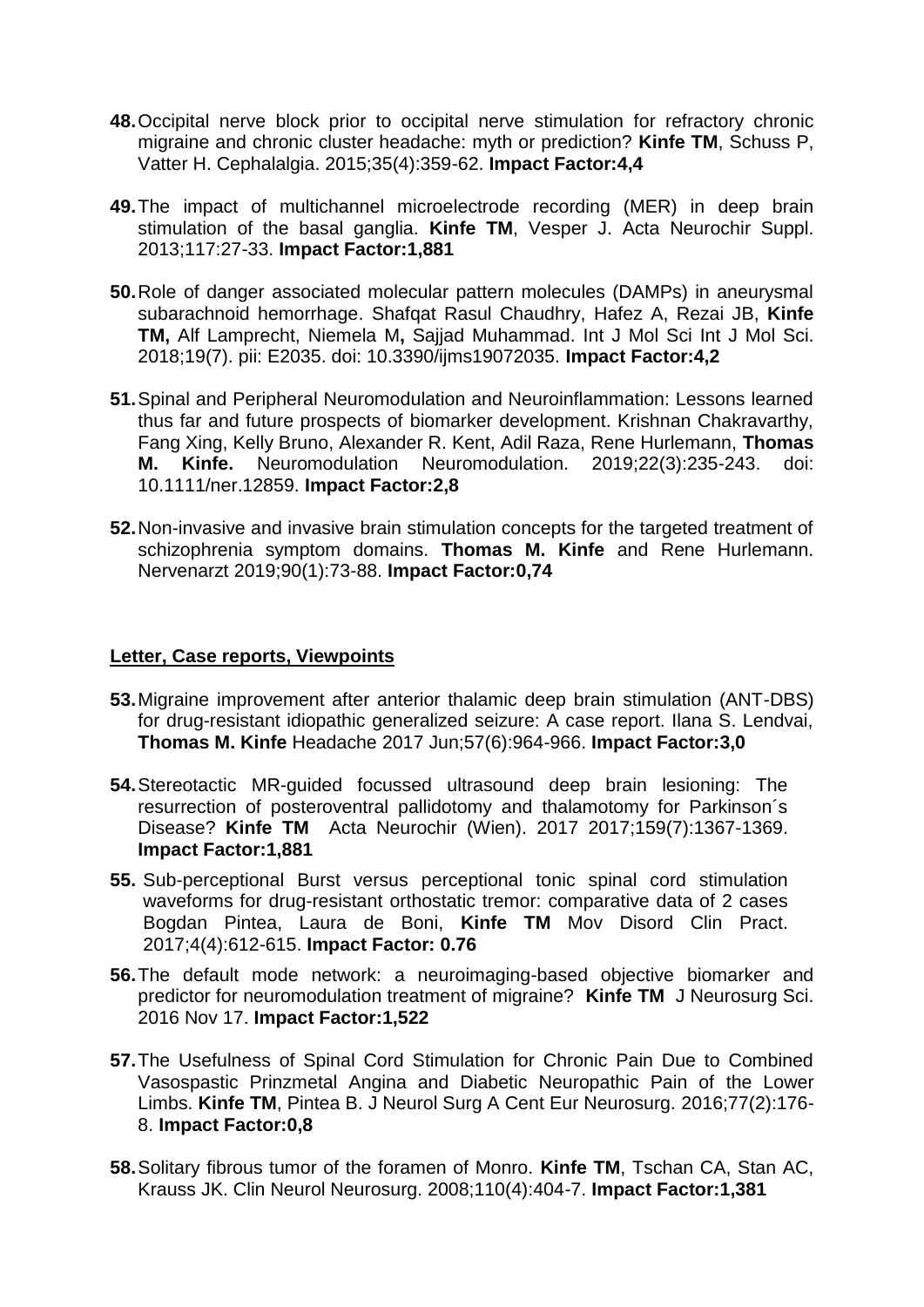**48.** Occipital nerve block prior to occipital nerve stimulation for refractory chronic migraine and chronic cluster headache: myth or prediction? **Kinfe TM**, Schuss P, Vatter H. Cephalalgia. 2015;35(4):359-62. **Impact Factor:4,4**

**49.** The impact of multichannel microelectrode recording (MER) in deep brain stimulation of the basal ganglia. **Kinfe TM**, Vesper J. Acta Neurochir Suppl. 2013;117:27-33. **Impact Factor:1,881**

**50.** Role of danger associated molecular pattern molecules (DAMPs) in aneurysmal subarachnoid hemorrhage. Shafqat Rasul Chaudhry, Hafez A, Rezai JB, **Kinfe TM,** Alf Lamprecht, Niemela M**,** Sajjad Muhammad. Int J Mol Sci Int J Mol Sci. 2018;19(7). pii: E2035. doi: 10.3390/ijms19072035. **Impact Factor:4,2**

**51.** Spinal and Peripheral Neuromodulation and Neuroinflammation: Lessons learned thus far and future prospects of biomarker development. Krishnan Chakravarthy, Fang Xing, Kelly Bruno, Alexander R. Kent, Adil Raza, Rene Hurlemann, **Thomas M. Kinfe.** Neuromodulation Neuromodulation. 2019;22(3):235-243. doi: 10.1111/ner.12859. **Impact Factor:2,8**

**52.** Non-invasive and invasive brain stimulation concepts for the targeted treatment of schizophrenia symptom domains. **Thomas M. Kinfe** and Rene Hurlemann. Nervenarzt 2019;90(1):73-88. **Impact Factor:0,74**

## Letter, Case reports, Viewpoints

**53.** Migraine improvement after anterior thalamic deep brain stimulation (ANT-DBS) for drug-resistant idiopathic generalized seizure: A case report. Ilana S. Lendvai, **Thomas M. Kinfe** Headache 2017 Jun;57(6):964-966. **Impact Factor:3,0**

**54.** Stereotactic MR-guided focussed ultrasound deep brain lesioning: The resurrection of posteroventral pallidotomy and thalamotomy for Parkinson´s Disease? **Kinfe TM** Acta Neurochir (Wien). 2017 2017;159(7):1367-1369. **Impact Factor:1,881**

**55.** Sub-perceptional Burst versus perceptional tonic spinal cord stimulation waveforms for drug-resistant orthostatic tremor: comparative data of 2 cases Bogdan Pintea, Laura de Boni, **Kinfe TM** Mov Disord Clin Pract. 2017;4(4):612-615. **Impact Factor: 0.76**

**56.** The default mode network: a neuroimaging-based objective biomarker and predictor for neuromodulation treatment of migraine? **Kinfe TM** J Neurosurg Sci. 2016 Nov 17. **Impact Factor:1,522**

**57.** The Usefulness of Spinal Cord Stimulation for Chronic Pain Due to Combined Vasospastic Prinzmetal Angina and Diabetic Neuropathic Pain of the Lower Limbs. **Kinfe TM**, Pintea B. J Neurol Surg A Cent Eur Neurosurg. 2016;77(2):176-8. **Impact Factor:0,8**

**58.** Solitary fibrous tumor of the foramen of Monro. **Kinfe TM**, Tschan CA, Stan AC, Krauss JK. Clin Neurol Neurosurg. 2008;110(4):404-7. **Impact Factor:1,381**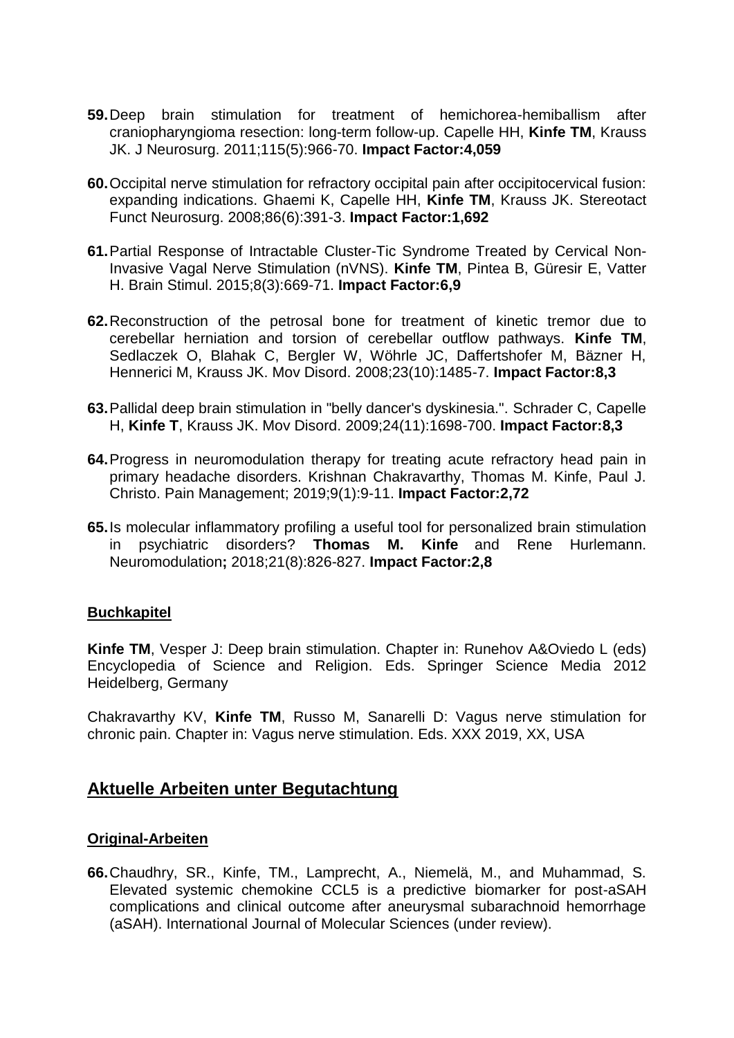59. Deep brain stimulation for treatment of hemichorea-hemiballism after craniopharyngioma resection: long-term follow-up. Capelle HH, **Kinfe TM**, Krauss JK. J Neurosurg. 2011;115(5):966-70. **Impact Factor:4,059**

60. Occipital nerve stimulation for refractory occipital pain after occipitocervical fusion: expanding indications. Ghaemi K, Capelle HH, **Kinfe TM**, Krauss JK. Stereotact Funct Neurosurg. 2008;86(6):391-3. **Impact Factor:1,692**

61. Partial Response of Intractable Cluster-Tic Syndrome Treated by Cervical Non-Invasive Vagal Nerve Stimulation (nVNS). **Kinfe TM**, Pintea B, Güresir E, Vatter H. Brain Stimul. 2015;8(3):669-71. **Impact Factor:6,9**

62. Reconstruction of the petrosal bone for treatment of kinetic tremor due to cerebellar herniation and torsion of cerebellar outflow pathways. **Kinfe TM**, Sedlaczek O, Blahak C, Bergler W, Wöhrle JC, Daffertshofer M, Bäzner H, Hennerici M, Krauss JK. Mov Disord. 2008;23(10):1485-7. **Impact Factor:8,3**

63. Pallidal deep brain stimulation in "belly dancer's dyskinesia.". Schrader C, Capelle H, **Kinfe T**, Krauss JK. Mov Disord. 2009;24(11):1698-700. **Impact Factor:8,3**

64. Progress in neuromodulation therapy for treating acute refractory head pain in primary headache disorders. Krishnan Chakravarthy, Thomas M. Kinfe, Paul J. Christo. Pain Management; 2019;9(1):9-11. **Impact Factor:2,72**

65. Is molecular inflammatory profiling a useful tool for personalized brain stimulation in psychiatric disorders? **Thomas M. Kinfe** and Rene Hurlemann. Neuromodulation**;** 2018;21(8):826-827. **Impact Factor:2,8**

### Buchkapitel

**Kinfe TM**, Vesper J: Deep brain stimulation. Chapter in: Runehov A&Oviedo L (eds) Encyclopedia of Science and Religion. Eds. Springer Science Media 2012 Heidelberg, Germany

Chakravarthy KV, **Kinfe TM**, Russo M, Sanarelli D: Vagus nerve stimulation for chronic pain. Chapter in: Vagus nerve stimulation. Eds. XXX 2019, XX, USA

## Aktuelle Arbeiten unter Begutachtung

### Original-Arbeiten

66. Chaudhry, SR., Kinfe, TM., Lamprecht, A., Niemelä, M., and Muhammad, S. Elevated systemic chemokine CCL5 is a predictive biomarker for post-aSAH complications and clinical outcome after aneurysmal subarachnoid hemorrhage (aSAH). International Journal of Molecular Sciences (under review).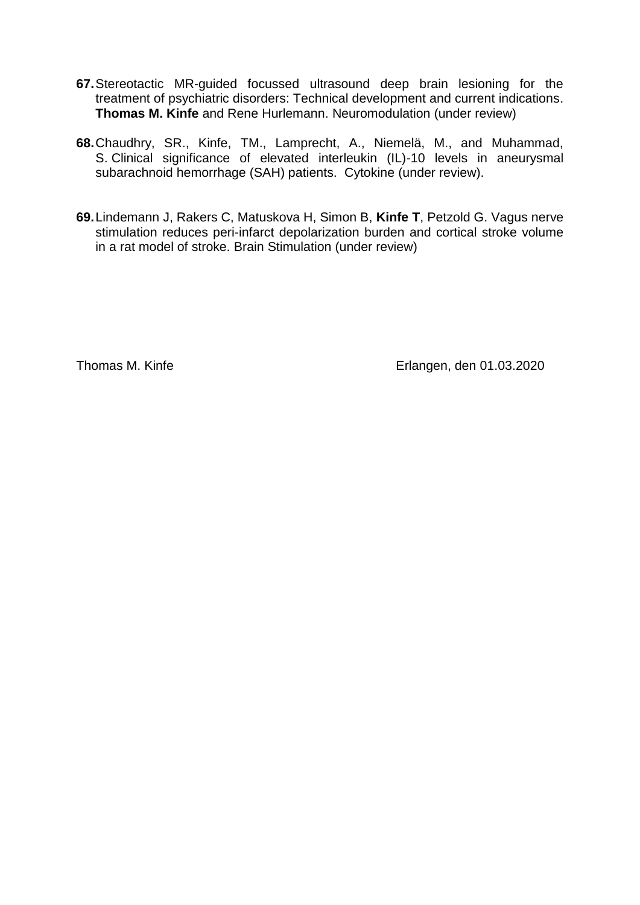67. Stereotactic MR-guided focussed ultrasound deep brain lesioning for the treatment of psychiatric disorders: Technical development and current indications. **Thomas M. Kinfe** and Rene Hurlemann. Neuromodulation (under review)

68. Chaudhry, SR., Kinfe, TM., Lamprecht, A., Niemelä, M., and Muhammad, S. Clinical significance of elevated interleukin (IL)-10 levels in aneurysmal subarachnoid hemorrhage (SAH) patients. Cytokine (under review).

69. Lindemann J, Rakers C, Matuskova H, Simon B, **Kinfe T**, Petzold G. Vagus nerve stimulation reduces peri-infarct depolarization burden and cortical stroke volume in a rat model of stroke. Brain Stimulation (under review)

Thomas M. Kinfe Erlangen, den 01.03.2020